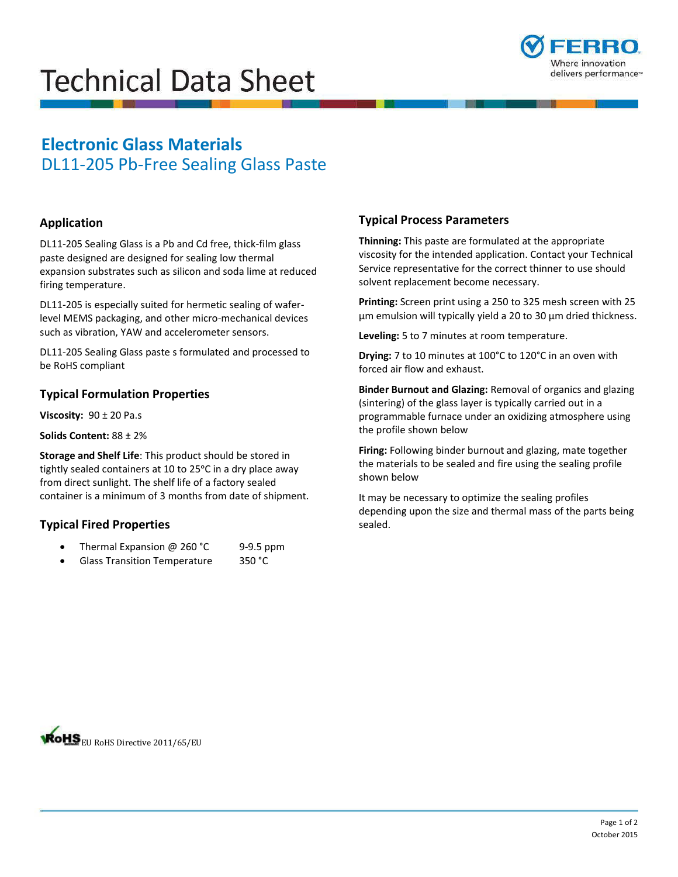# Technical Data Sheet

## Electronic Glass Materials

DL11-205 Pb-Free Sealing Glass Paste

### Application

DL11-205 Sealing Glass is a Pb and Cd free, thick-film glass paste designed are designed for sealing low thermal expansion substrates such as silicon and soda lime at reduced firing temperature.

DL11-205 is especially suited for hermetic sealing of wafer-level MEMS packaging, and other micro-mechanical devices such as vibration, YAW and accelerometer sensors.

DL11-205 Sealing Glass paste s formulated and processed to be RoHS compliant

### Typical Formulation Properties

**Viscosity:** 90 ± 20 Pa.s

**Solids Content:** 88 ± 2%

**Storage and Shelf Life**: This product should be stored in tightly sealed containers at 10 to 25°C in a dry place away from direct sunlight. The shelf life of a factory sealed container is a minimum of 3 months from date of shipment.

### Typical Fired Properties

- Thermal Expansion @ 260 °C 9-9.5 ppm
- Glass Transition Temperature 350 °C

### Typical Process Parameters

**Thinning:** This paste are formulated at the appropriate viscosity for the intended application. Contact your Technical Service representative for the correct thinner to use should solvent replacement become necessary.

**Printing:** Screen print using a 250 to 325 mesh screen with 25 µm emulsion will typically yield a 20 to 30 µm dried thickness.

**Leveling:** 5 to 7 minutes at room temperature.

**Drying:** 7 to 10 minutes at 100°C to 120°C in an oven with forced air flow and exhaust.

**Binder Burnout and Glazing:** Removal of organics and glazing (sintering) of the glass layer is typically carried out in a programmable furnace under an oxidizing atmosphere using the profile shown below

**Firing:** Following binder burnout and glazing, mate together the materials to be sealed and fire using the sealing profile shown below

It may be necessary to optimize the sealing profiles depending upon the size and thermal mass of the parts being sealed.

RoHS EU RoHS Directive 2011/65/EU

October 2015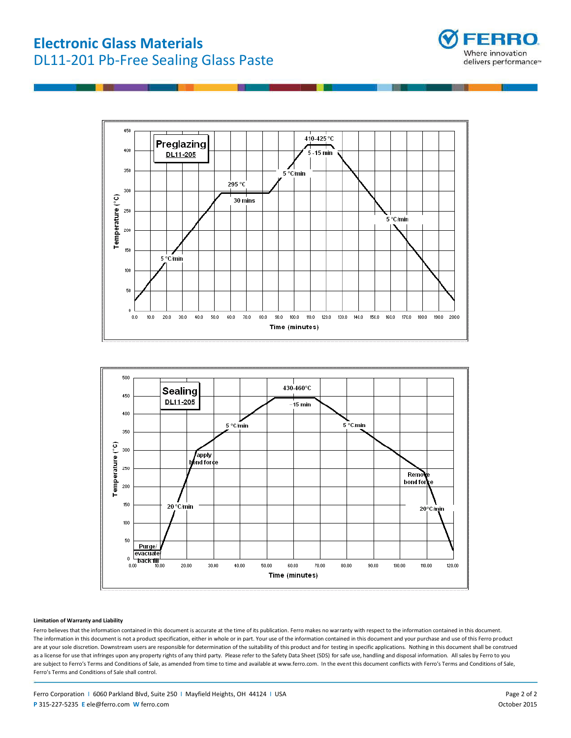# Electronic Glass Materials

## DL11-201 Pb-Free Sealing Glass Paste

Preglazing
DL11-205

410-425 °C
5 -15 min
5 °C/min
295 °C
30 mins
5 °C/min
5 °C/min

Temperature (°C)
Time (minutes)

0
50
100
150
200
250
300
350
400
450

0.0 10.0 20.0 30.0 40.0 50.0 60.0 70.0 80.0 90.0 100.0 110.0 120.0 130.0 140.0 150.0 160.0 170.0 180.0 190.0 200.0

Sealing
DL11-205

430-460°C
~15 min
5 °C/min
5 °C/min
apply bond force
Remove bond force
20 °C/min
20°C/min
Purge/ evacuate/ back fill

Temperature (°C)
Time (minutes)

0
50
100
150
200
250
300
350
400
450
500

0.00 10.00 20.00 30.00 40.00 50.00 60.00 70.00 80.00 90.00 100.00 110.00 120.00

**Limitation of Warranty and Liability**

Ferro believes that the information contained in this document is accurate at the time of its publication. Ferro makes no warranty with respect to the information contained in this document. The information in this document is not a product specification, either in whole or in part. Your use of the information contained in this document and your purchase and use of this Ferro product are at your sole discretion. Downstream users are responsible for determination of the suitability of this product and for testing in specific applications. Nothing in this document shall be construed as a license for use that infringes upon any property rights of any third party. Please refer to the Safety Data Sheet (SDS) for safe use, handling and disposal information. All sales by Ferro to you are subject to Ferro's Terms and Conditions of Sale, as amended from time to time and available at www.ferro.com. In the event this document conflicts with Ferro's Terms and Conditions of Sale, Ferro's Terms and Conditions of Sale shall control.

Ferro Corporation | 6060 Parkland Blvd, Suite 250 | Mayfield Heights, OH 44124 | USA
**P** 315-227-5235 **E** ele@ferro.com **W** ferro.com

October 2015